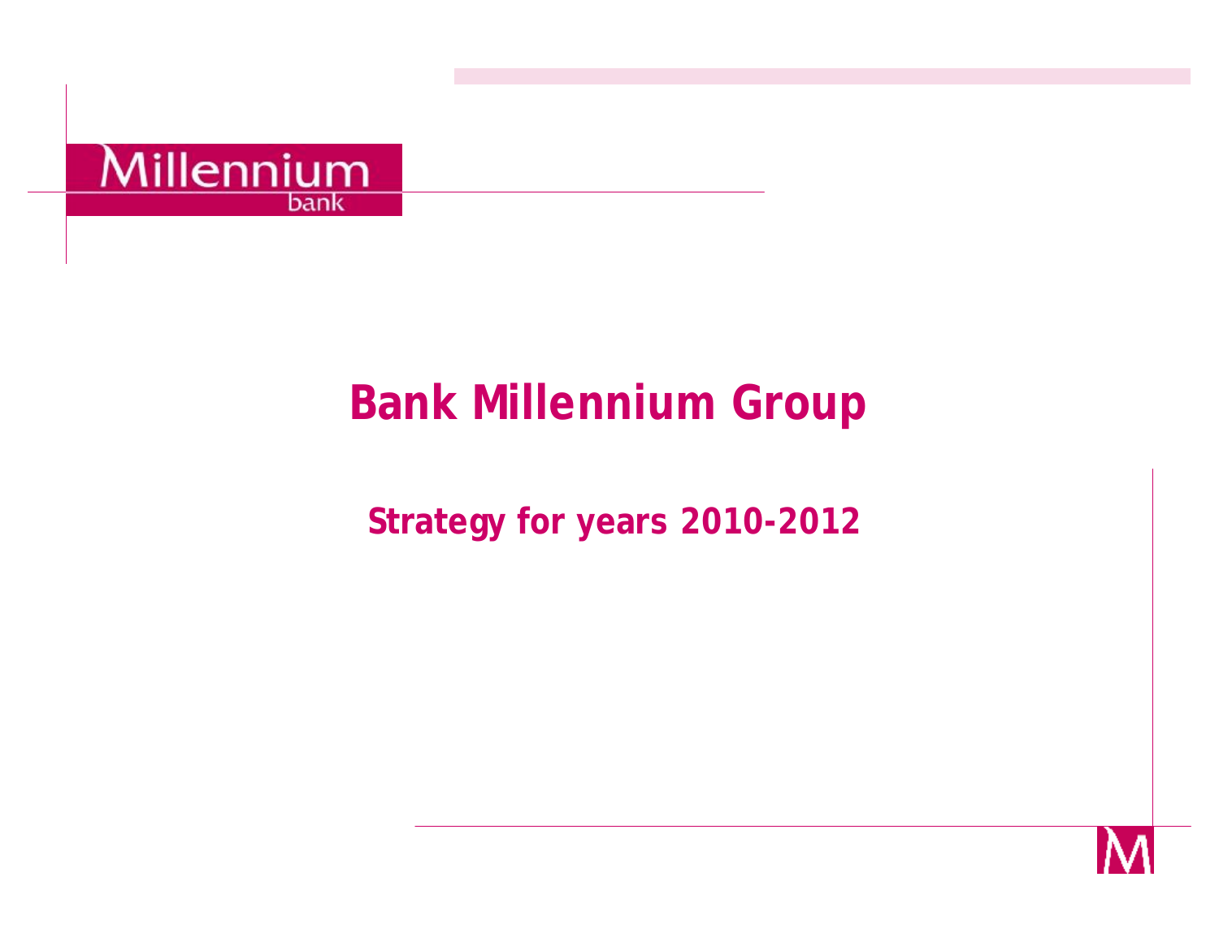Millennium
bank

# Bank Millennium Group

## Strategy for years 2010-2012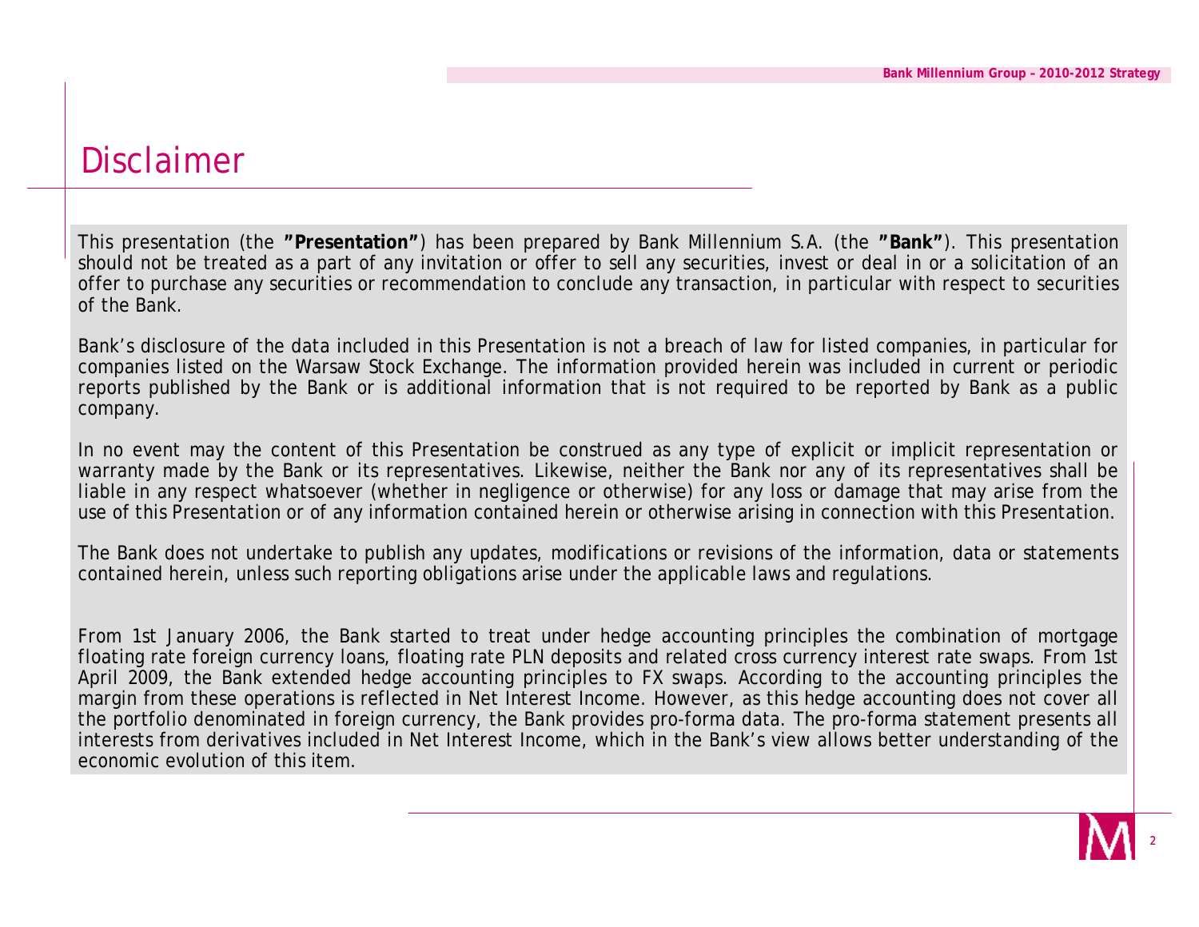# Disclaimer

This presentation (the **"Presentation"**) has been prepared by Bank Millennium S.A. (the **"Bank"**). This presentation should not be treated as a part of any invitation or offer to sell any securities, invest or deal in or a solicitation of an offer to purchase any securities or recommendation to conclude any transaction, in particular with respect to securities of the Bank.

Bank's disclosure of the data included in this Presentation is not a breach of law for listed companies, in particular for companies listed on the Warsaw Stock Exchange. The information provided herein was included in current or periodic reports published by the Bank or is additional information that is not required to be reported by Bank as a public company.

In no event may the content of this Presentation be construed as any type of explicit or implicit representation or warranty made by the Bank or its representatives. Likewise, neither the Bank nor any of its representatives shall be liable in any respect whatsoever (whether in negligence or otherwise) for any loss or damage that may arise from the use of this Presentation or of any information contained herein or otherwise arising in connection with this Presentation.

The Bank does not undertake to publish any updates, modifications or revisions of the information, data or statements contained herein, unless such reporting obligations arise under the applicable laws and regulations.

From 1st January 2006, the Bank started to treat under hedge accounting principles the combination of mortgage floating rate foreign currency loans, floating rate PLN deposits and related cross currency interest rate swaps. From 1st April 2009, the Bank extended hedge accounting principles to FX swaps. According to the accounting principles the margin from these operations is reflected in Net Interest Income. However, as this hedge accounting does not cover all the portfolio denominated in foreign currency, the Bank provides pro-forma data. The pro-forma statement presents all interests from derivatives included in Net Interest Income, which in the Bank's view allows better understanding of the economic evolution of this item.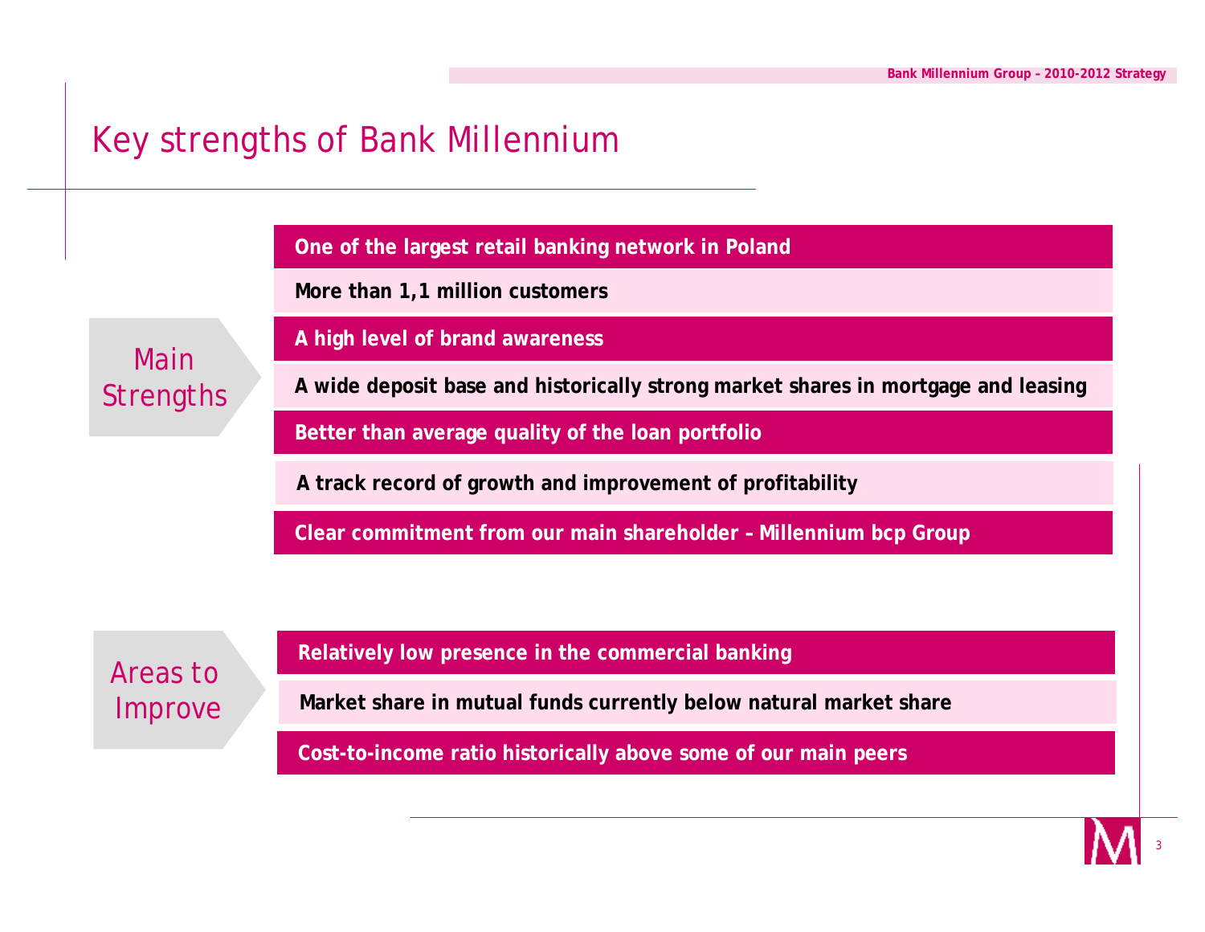# Key strengths of Bank Millennium

## Main Strengths

- One of the largest retail banking network in Poland
- More than 1,1 million customers
- A high level of brand awareness
- A wide deposit base and historically strong market shares in mortgage and leasing
- Better than average quality of the loan portfolio
- A track record of growth and improvement of profitability
- Clear commitment from our main shareholder – Millennium bcp Group

## Areas to Improve

- Relatively low presence in the commercial banking
- Market share in mutual funds currently below natural market share
- Cost-to-income ratio historically above some of our main peers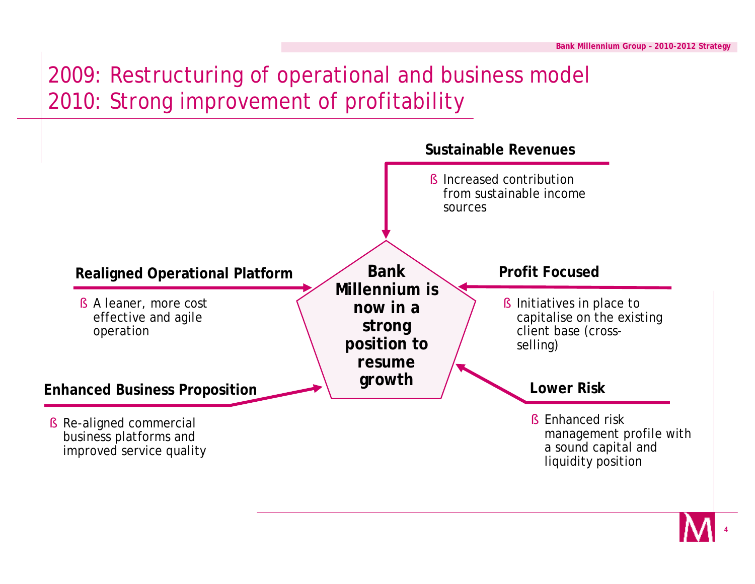# 2009: Restructuring of operational and business model
# 2010: Strong improvement of profitability

**Bank Millennium is now in a strong position to resume growth**

**Sustainable Revenues**

- Increased contribution from sustainable income sources

**Realigned Operational Platform**

- A leaner, more cost effective and agile operation

**Profit Focused**

- Initiatives in place to capitalise on the existing client base (cross-selling)

**Enhanced Business Proposition**

- Re-aligned commercial business platforms and improved service quality

**Lower Risk**

- Enhanced risk management profile with a sound capital and liquidity position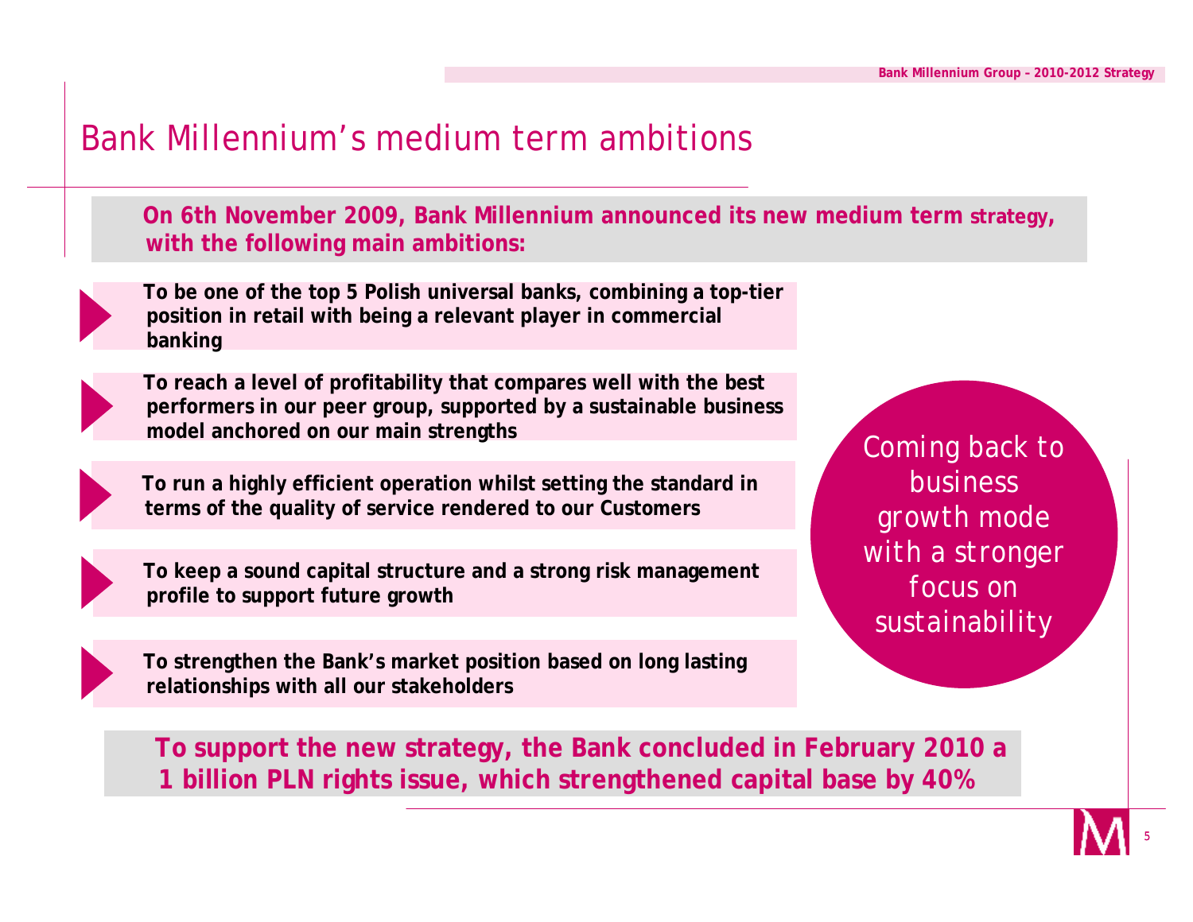# Bank Millennium's medium term ambitions

**On 6th November 2009, Bank Millennium announced its new medium term strategy, with the following main ambitions:**

- **To be one of the top 5 Polish universal banks, combining a top-tier position in retail with being a relevant player in commercial banking**
- **To reach a level of profitability that compares well with the best performers in our peer group, supported by a sustainable business model anchored on our main strengths**
- **To run a highly efficient operation whilst setting the standard in terms of the quality of service rendered to our Customers**
- **To keep a sound capital structure and a strong risk management profile to support future growth**
- **To strengthen the Bank's market position based on long lasting relationships with all our stakeholders**

Coming back to business growth mode with a stronger focus on sustainability

**To support the new strategy, the Bank concluded in February 2010 a 1 billion PLN rights issue, which strengthened capital base by 40%**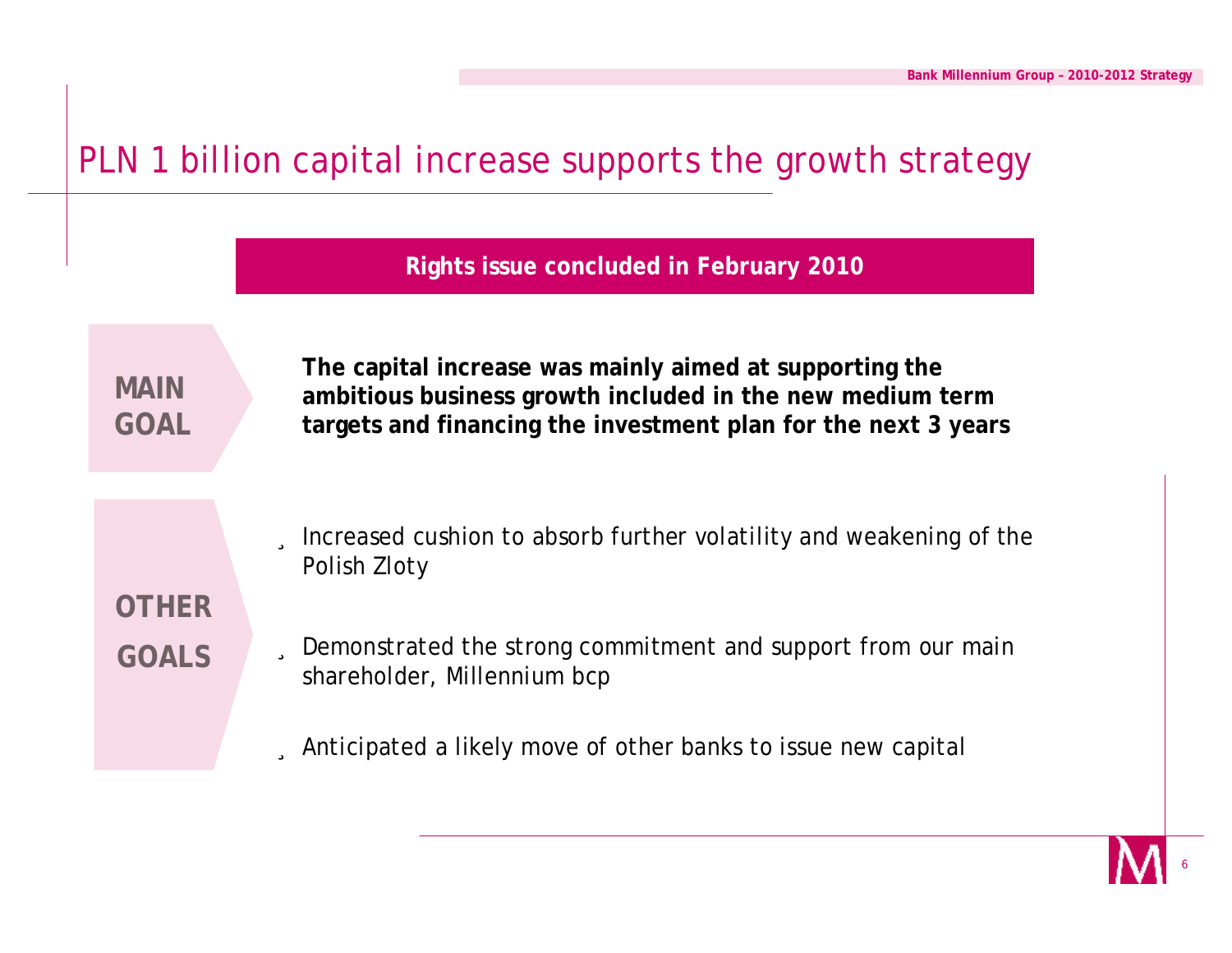# PLN 1 billion capital increase supports the growth strategy

**Rights issue concluded in February 2010**

**MAIN GOAL**

**The capital increase was mainly aimed at supporting the ambitious business growth included in the new medium term targets and financing the investment plan for the next 3 years**

**OTHER GOALS**

- Increased cushion to absorb further volatility and weakening of the Polish Zloty
- Demonstrated the strong commitment and support from our main shareholder, Millennium bcp
- Anticipated a likely move of other banks to issue new capital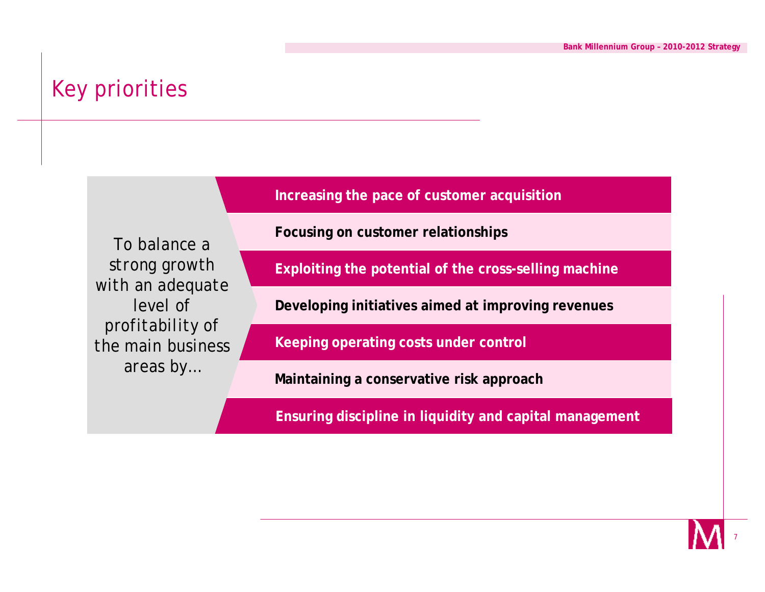# Key priorities

*To balance a strong growth with an adequate level of profitability of the main business areas by...*

- **Increasing the pace of customer acquisition**
- **Focusing on customer relationships**
- **Exploiting the potential of the cross-selling machine**
- **Developing initiatives aimed at improving revenues**
- **Keeping operating costs under control**
- **Maintaining a conservative risk approach**
- **Ensuring discipline in liquidity and capital management**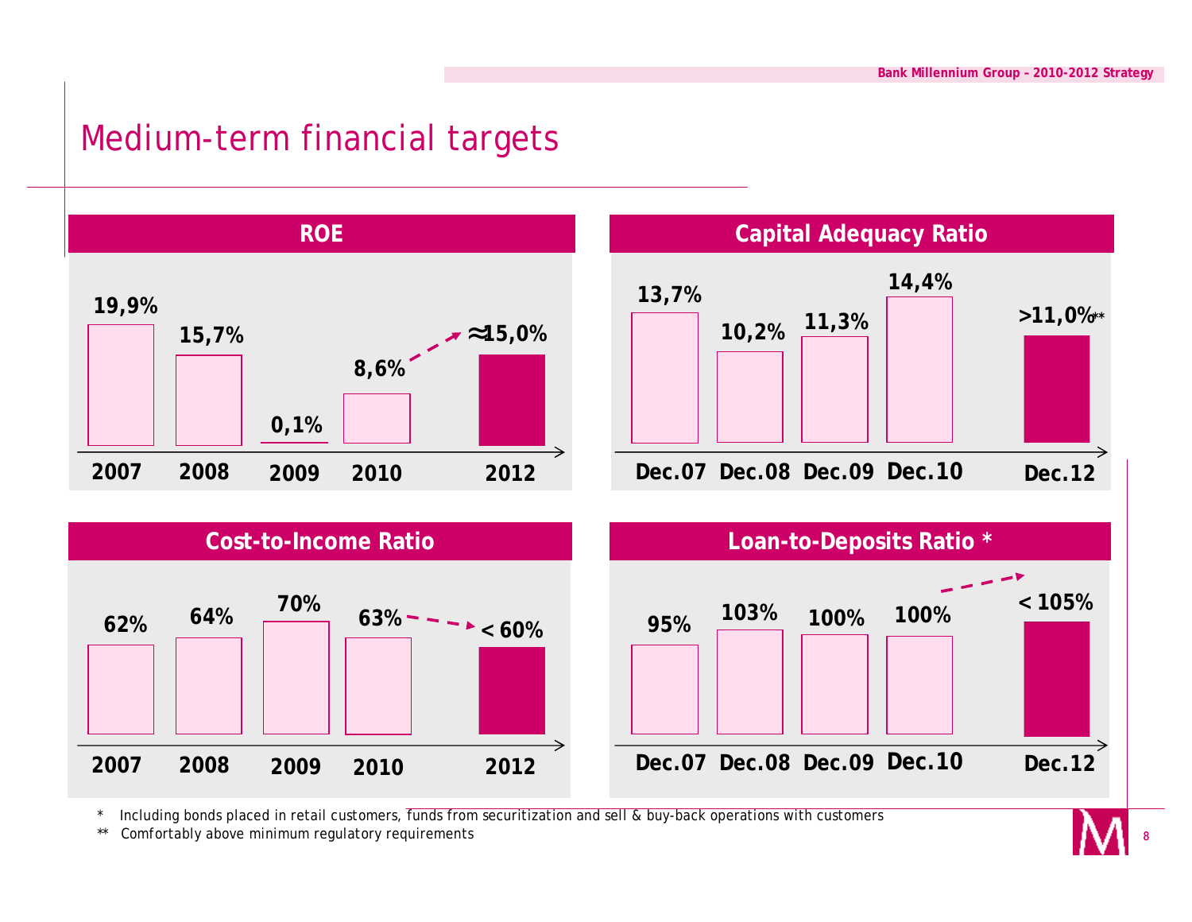# Medium-term financial targets

## ROE

| 2007 | 2008 | 2009 | 2010 | 2012 |
|---|---|---|---|---|
| 19,9% | 15,7% | 0,1% | 8,6% | ≈15,0% |

## Capital Adequacy Ratio

| Dec.07 | Dec.08 | Dec.09 | Dec.10 | Dec.12 |
|---|---|---|---|---|
| 13,7% | 10,2% | 11,3% | 14,4% | >11,0%** |

## Cost-to-Income Ratio

| 2007 | 2008 | 2009 | 2010 | 2012 |
|---|---|---|---|---|
| 62% | 64% | 70% | 63% | < 60% |

## Loan-to-Deposits Ratio *

| Dec.07 | Dec.08 | Dec.09 | Dec.10 | Dec.12 |
|---|---|---|---|---|
| 95% | 103% | 100% | 100% | < 105% |

\* Including bonds placed in retail customers, funds from securitization and sell & buy-back operations with customers

** Comfortably above minimum regulatory requirements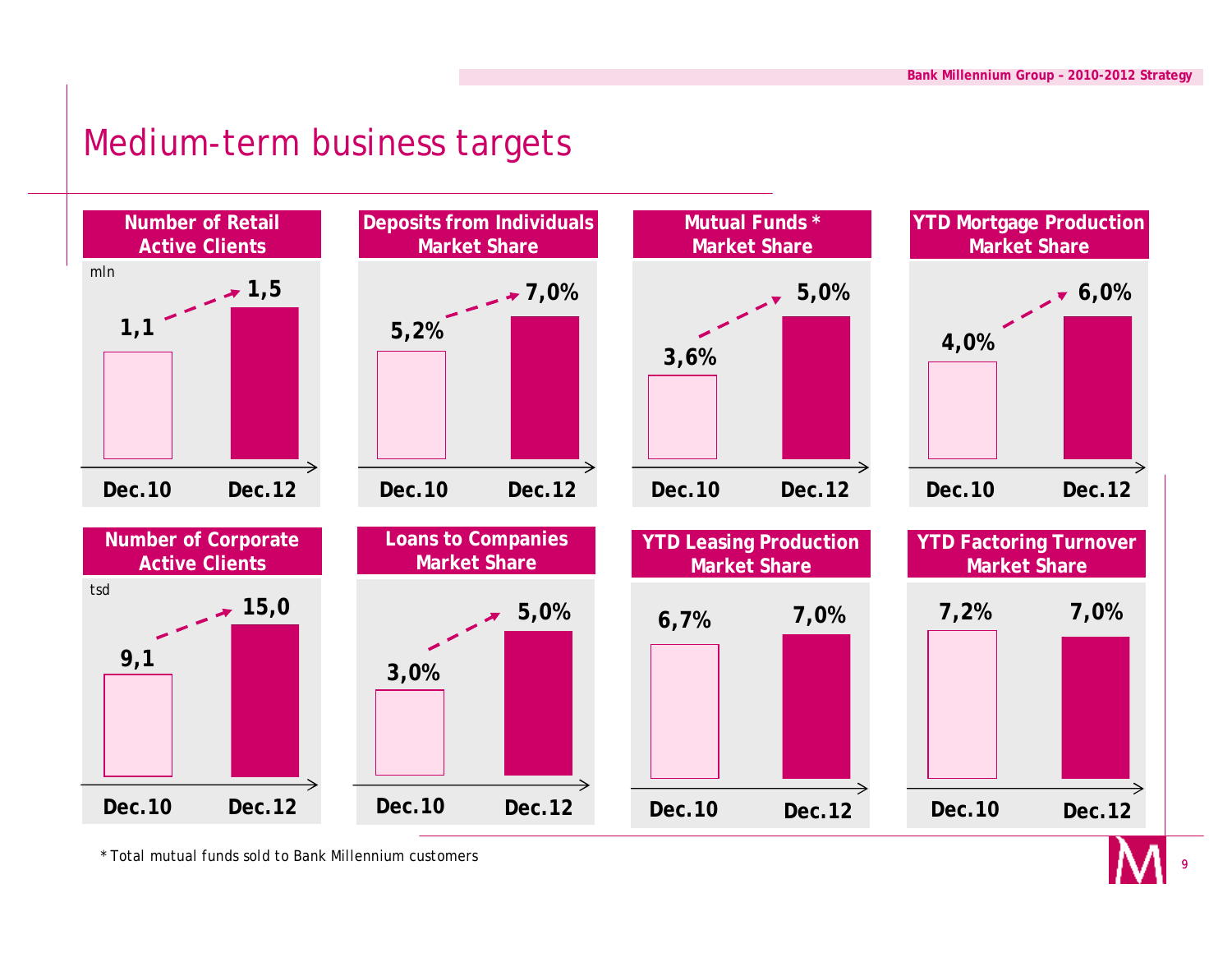# Medium-term business targets

| | Dec.10 | Dec.12 |
|---|---|---|
| Number of Retail Active Clients (mln) | 1,1 | 1,5 |
| Deposits from Individuals Market Share | 5,2% | 7,0% |
| Mutual Funds * Market Share | 3,6% | 5,0% |
| YTD Mortgage Production Market Share | 4,0% | 6,0% |
| Number of Corporate Active Clients (tsd) | 9,1 | 15,0 |
| Loans to Companies Market Share | 3,0% | 5,0% |
| YTD Leasing Production Market Share | 6,7% | 7,0% |
| YTD Factoring Turnover Market Share | 7,2% | 7,0% |

* Total mutual funds sold to Bank Millennium customers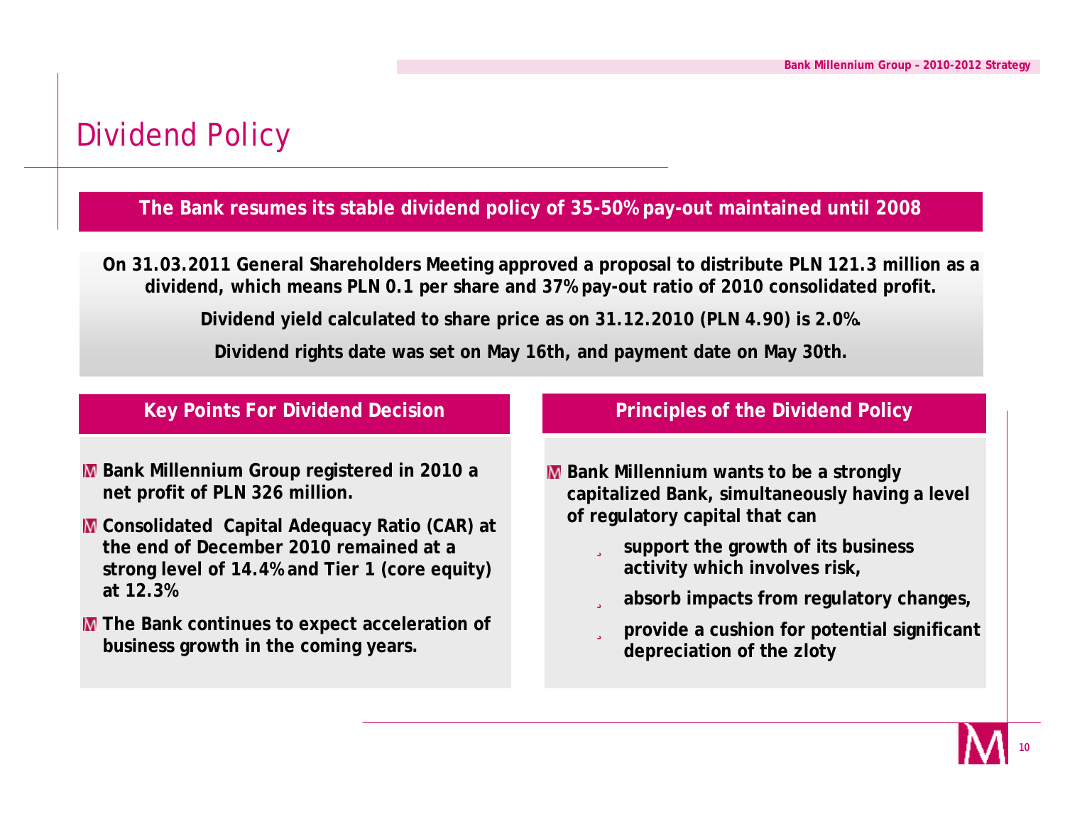# Dividend Policy

**The Bank resumes its stable dividend policy of 35-50% pay-out maintained until 2008**

**On 31.03.2011 General Shareholders Meeting approved a proposal to distribute PLN 121.3 million as a dividend, which means PLN 0.1 per share and 37% pay-out ratio of 2010 consolidated profit.**

**Dividend yield calculated to share price as on 31.12.2010 (PLN 4.90) is 2.0%.**

**Dividend rights date was set on May 16th, and payment date on May 30th.**

## Key Points For Dividend Decision

- **Bank Millennium Group registered in 2010 a net profit of PLN 326 million.**
- **Consolidated Capital Adequacy Ratio (CAR) at the end of December 2010 remained at a strong level of 14.4% and Tier 1 (core equity) at 12.3%**
- **The Bank continues to expect acceleration of business growth in the coming years.**

## Principles of the Dividend Policy

- **Bank Millennium wants to be a strongly capitalized Bank, simultaneously having a level of regulatory capital that can**
  - **support the growth of its business activity which involves risk,**
  - **absorb impacts from regulatory changes,**
  - **provide a cushion for potential significant depreciation of the zloty**